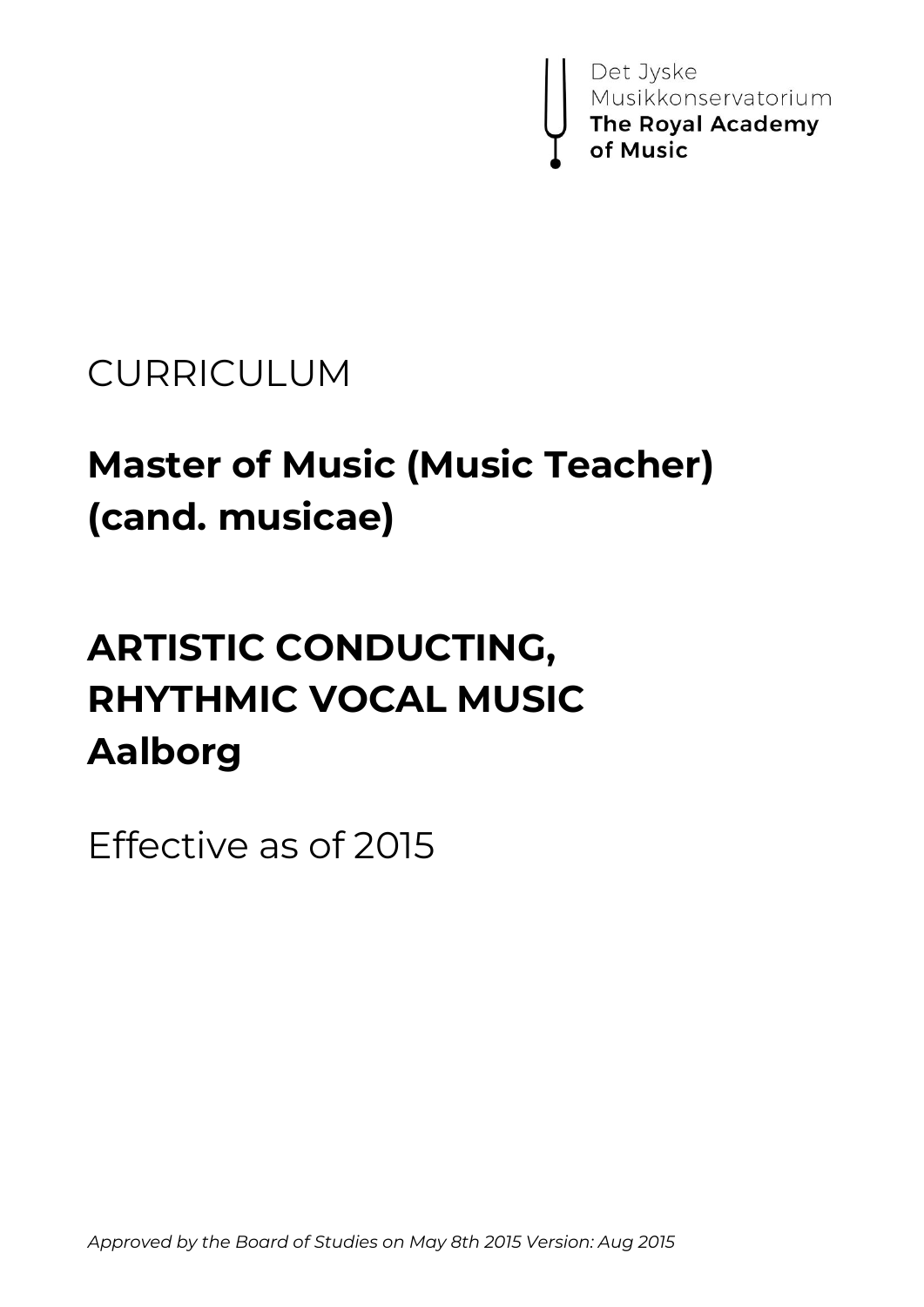Det Jyske
Musikkonservatorium
**The Royal Academy of Music**

CURRICULUM

# Master of Music (Music Teacher) (cand. musicae)

# ARTISTIC CONDUCTING, RHYTHMIC VOCAL MUSIC Aalborg

Effective as of 2015

*Approved by the Board of Studies on May 8th 2015 Version: Aug 2015*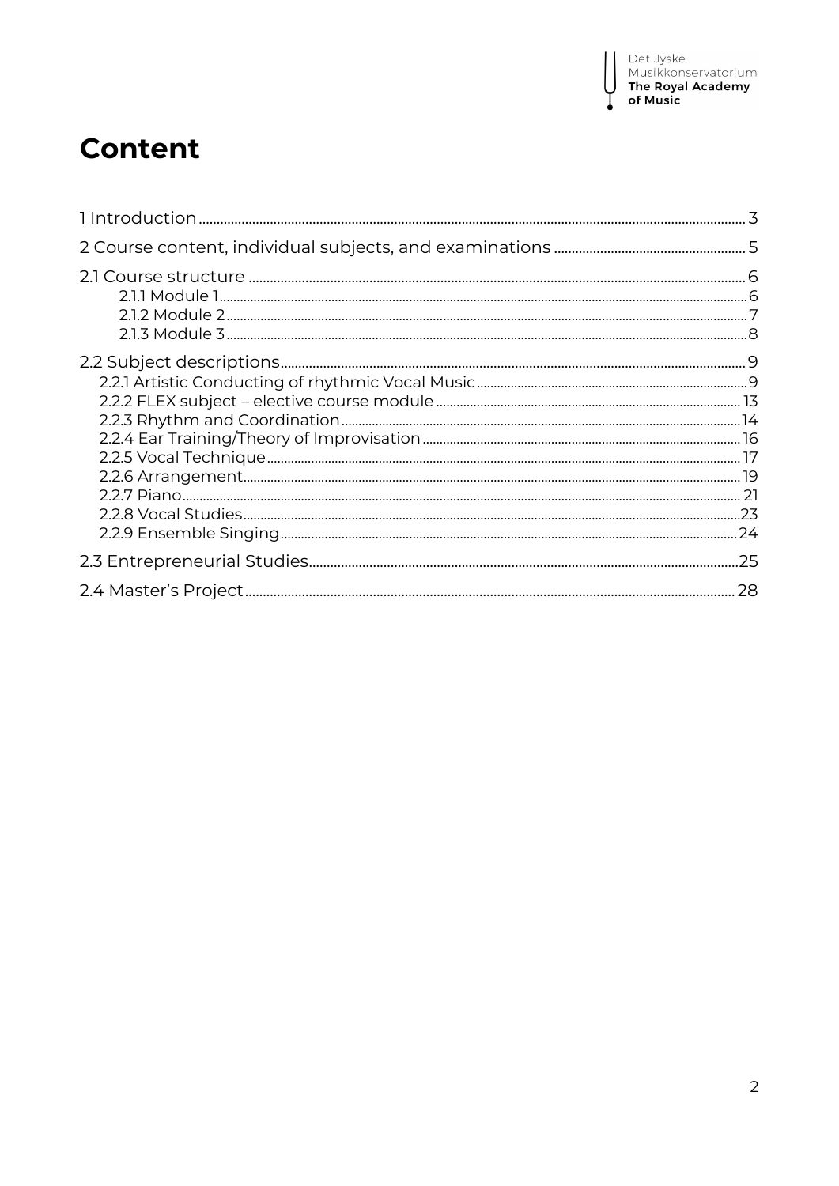# Content

1 Introduction ... 3

2 Course content, individual subjects, and examinations ... 5

2.1 Course structure ... 6
- 2.1.1 Module 1 ... 6
- 2.1.2 Module 2 ... 7
- 2.1.3 Module 3 ... 8

2.2 Subject descriptions ... 9
- 2.2.1 Artistic Conducting of rhythmic Vocal Music ... 9
- 2.2.2 FLEX subject – elective course module ... 13
- 2.2.3 Rhythm and Coordination ... 14
- 2.2.4 Ear Training/Theory of Improvisation ... 16
- 2.2.5 Vocal Technique ... 17
- 2.2.6 Arrangement ... 19
- 2.2.7 Piano ... 21
- 2.2.8 Vocal Studies ... 23
- 2.2.9 Ensemble Singing ... 24

2.3 Entrepreneurial Studies ... 25

2.4 Master's Project ... 28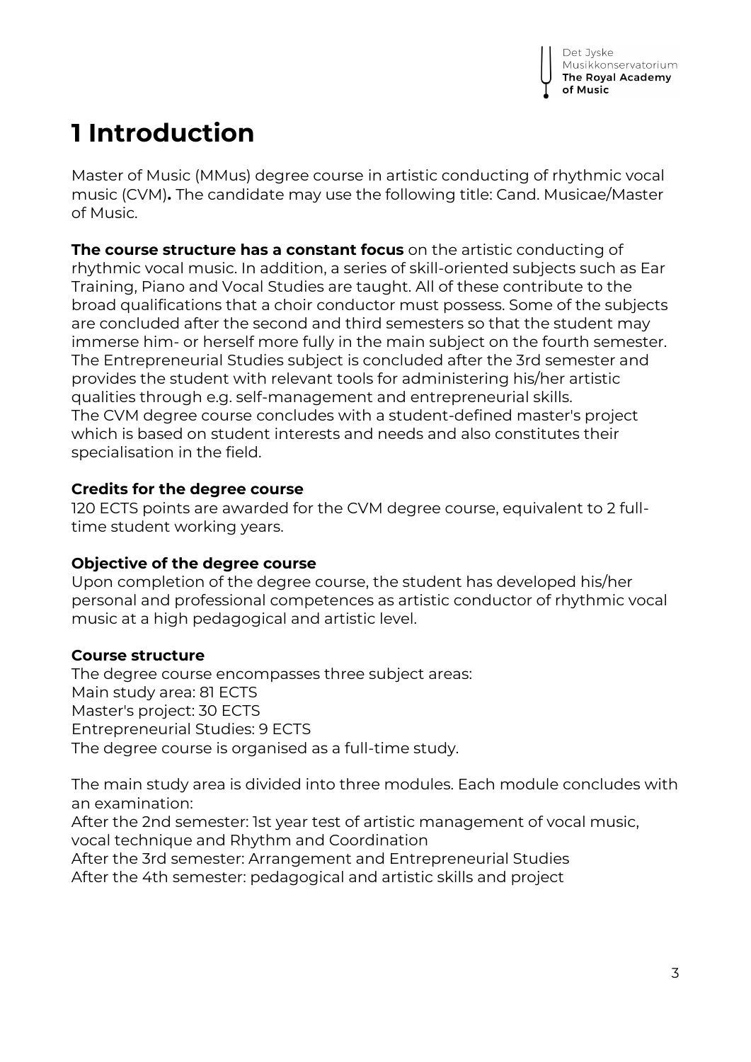# 1 Introduction

Master of Music (MMus) degree course in artistic conducting of rhythmic vocal music (CVM)**.** The candidate may use the following title: Cand. Musicae/Master of Music.

**The course structure has a constant focus** on the artistic conducting of rhythmic vocal music. In addition, a series of skill-oriented subjects such as Ear Training, Piano and Vocal Studies are taught. All of these contribute to the broad qualifications that a choir conductor must possess. Some of the subjects are concluded after the second and third semesters so that the student may immerse him- or herself more fully in the main subject on the fourth semester. The Entrepreneurial Studies subject is concluded after the 3rd semester and provides the student with relevant tools for administering his/her artistic qualities through e.g. self-management and entrepreneurial skills.
The CVM degree course concludes with a student-defined master's project which is based on student interests and needs and also constitutes their specialisation in the field.

**Credits for the degree course**
120 ECTS points are awarded for the CVM degree course, equivalent to 2 full-time student working years.

**Objective of the degree course**
Upon completion of the degree course, the student has developed his/her personal and professional competences as artistic conductor of rhythmic vocal music at a high pedagogical and artistic level.

**Course structure**
The degree course encompasses three subject areas:
Main study area: 81 ECTS
Master's project: 30 ECTS
Entrepreneurial Studies: 9 ECTS
The degree course is organised as a full-time study.

The main study area is divided into three modules. Each module concludes with an examination:
After the 2nd semester: 1st year test of artistic management of vocal music, vocal technique and Rhythm and Coordination
After the 3rd semester: Arrangement and Entrepreneurial Studies
After the 4th semester: pedagogical and artistic skills and project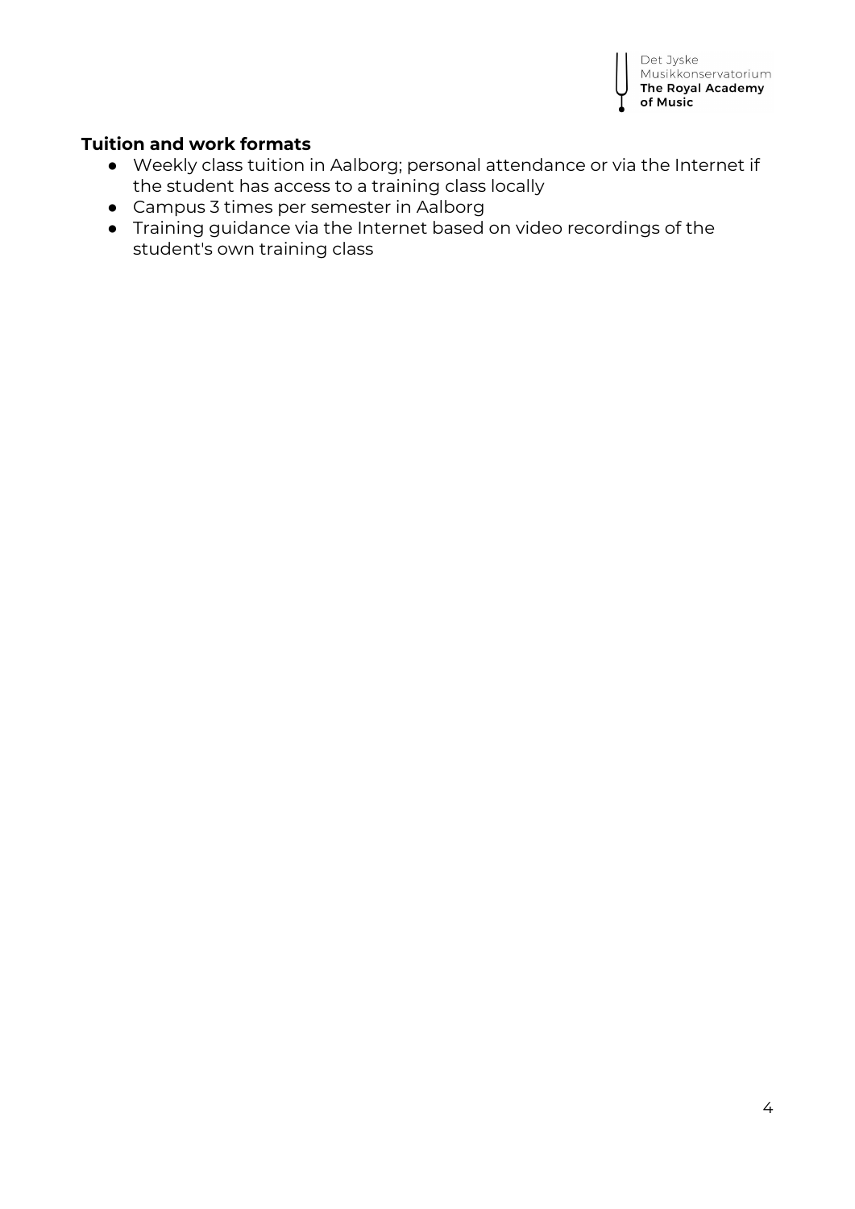**Tuition and work formats**

- Weekly class tuition in Aalborg; personal attendance or via the Internet if the student has access to a training class locally
- Campus 3 times per semester in Aalborg
- Training guidance via the Internet based on video recordings of the student's own training class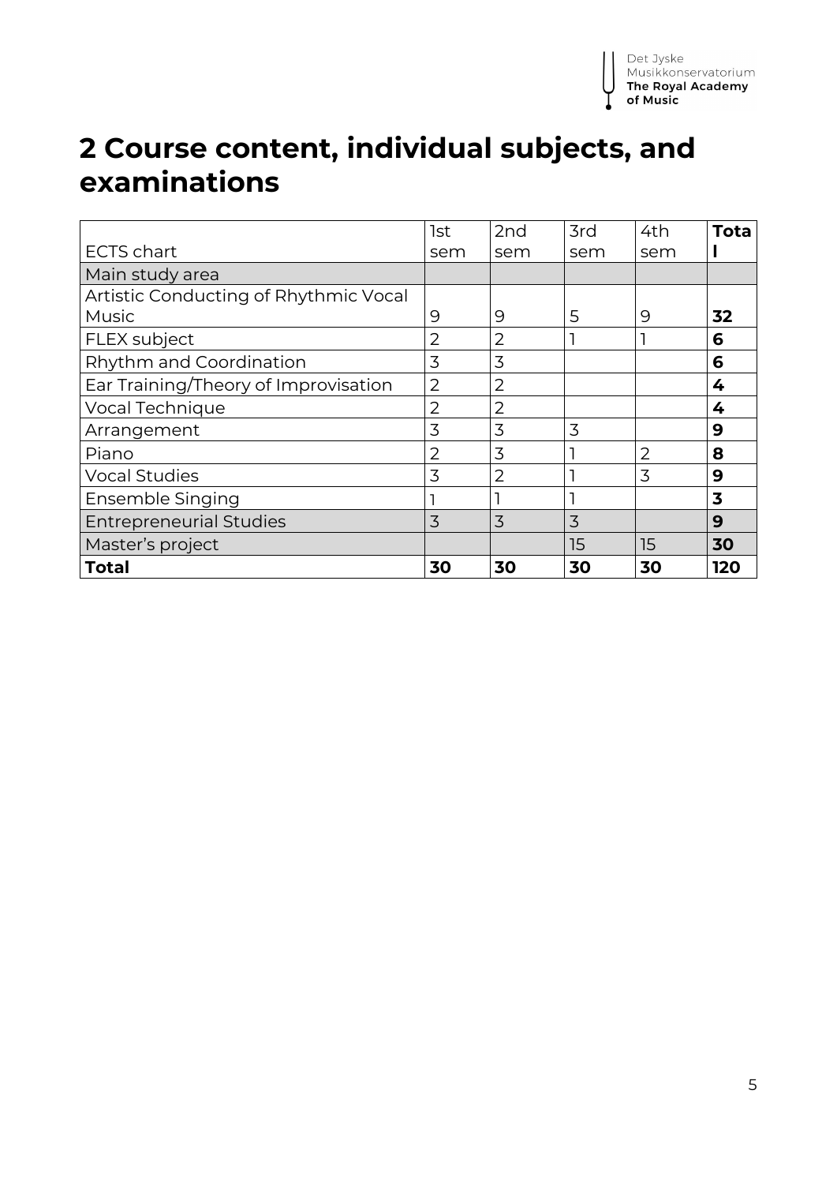# 2 Course content, individual subjects, and examinations

| ECTS chart | 1st sem | 2nd sem | 3rd sem | 4th sem | **Total** |
|---|---|---|---|---|---|
| Main study area | | | | | |
| Artistic Conducting of Rhythmic Vocal Music | 9 | 9 | 5 | 9 | **32** |
| FLEX subject | 2 | 2 | 1 | 1 | **6** |
| Rhythm and Coordination | 3 | 3 | | | **6** |
| Ear Training/Theory of Improvisation | 2 | 2 | | | **4** |
| Vocal Technique | 2 | 2 | | | **4** |
| Arrangement | 3 | 3 | 3 | | **9** |
| Piano | 2 | 3 | 1 | 2 | **8** |
| Vocal Studies | 3 | 2 | 1 | 3 | **9** |
| Ensemble Singing | 1 | 1 | 1 | | **3** |
| Entrepreneurial Studies | 3 | 3 | 3 | | **9** |
| Master's project | | | 15 | 15 | **30** |
| **Total** | **30** | **30** | **30** | **30** | **120** |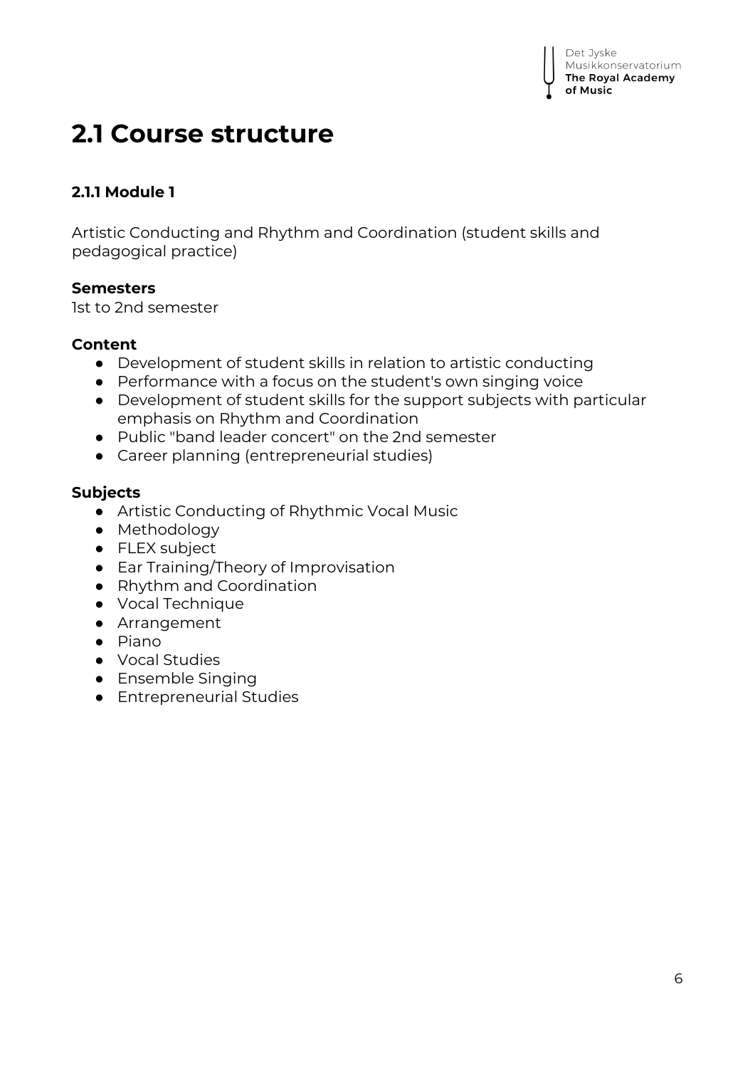## 2.1 Course structure

### 2.1.1 Module 1

Artistic Conducting and Rhythm and Coordination (student skills and pedagogical practice)

**Semesters**
1st to 2nd semester

**Content**

- Development of student skills in relation to artistic conducting
- Performance with a focus on the student's own singing voice
- Development of student skills for the support subjects with particular emphasis on Rhythm and Coordination
- Public "band leader concert" on the 2nd semester
- Career planning (entrepreneurial studies)

**Subjects**

- Artistic Conducting of Rhythmic Vocal Music
- Methodology
- FLEX subject
- Ear Training/Theory of Improvisation
- Rhythm and Coordination
- Vocal Technique
- Arrangement
- Piano
- Vocal Studies
- Ensemble Singing
- Entrepreneurial Studies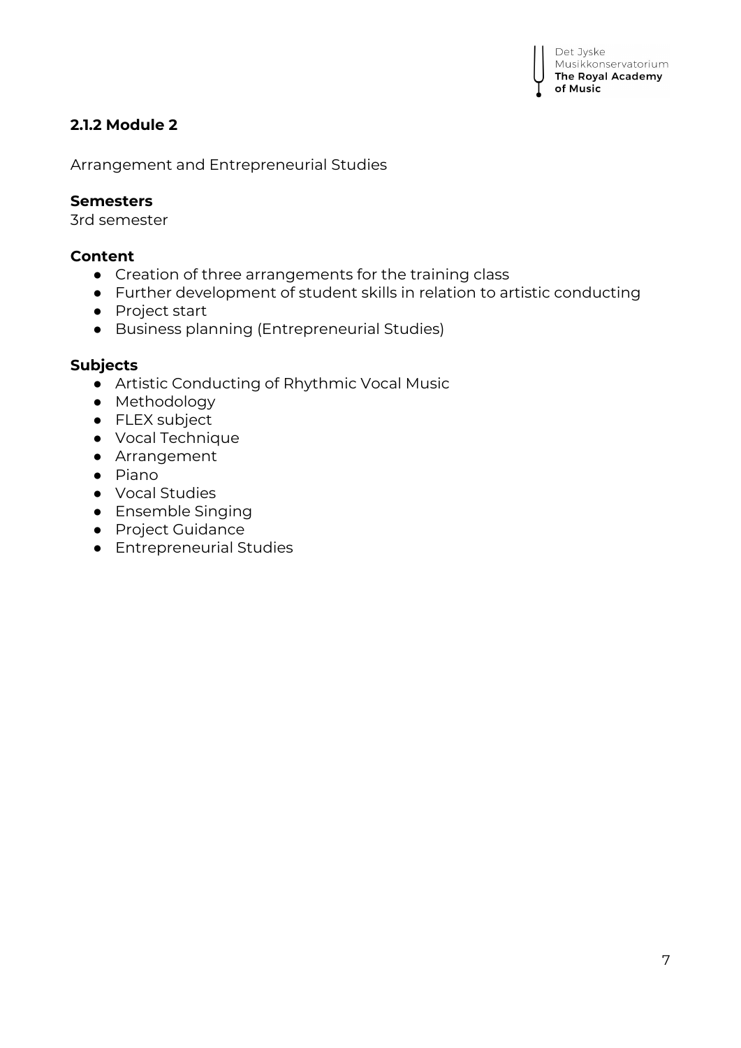### 2.1.2 Module 2

Arrangement and Entrepreneurial Studies

**Semesters**
3rd semester

**Content**

- Creation of three arrangements for the training class
- Further development of student skills in relation to artistic conducting
- Project start
- Business planning (Entrepreneurial Studies)

**Subjects**

- Artistic Conducting of Rhythmic Vocal Music
- Methodology
- FLEX subject
- Vocal Technique
- Arrangement
- Piano
- Vocal Studies
- Ensemble Singing
- Project Guidance
- Entrepreneurial Studies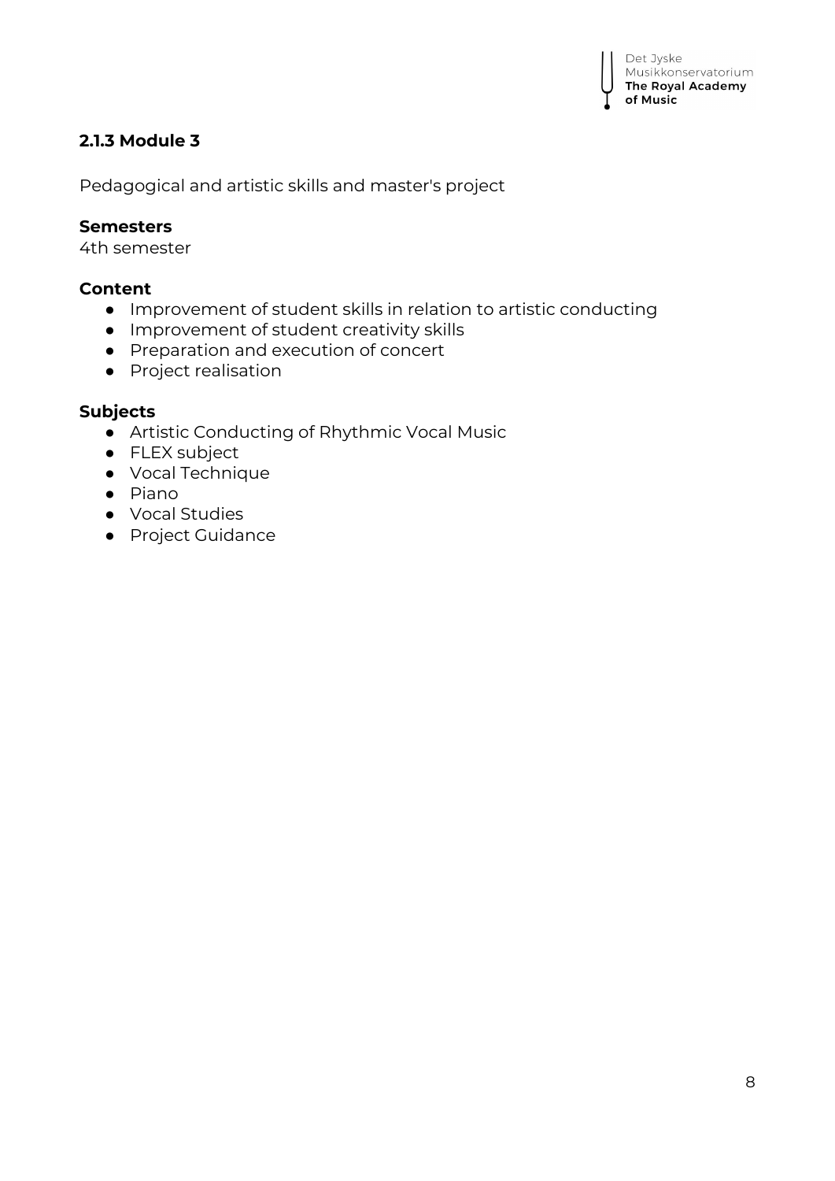### 2.1.3 Module 3

Pedagogical and artistic skills and master's project

**Semesters**
4th semester

**Content**
- Improvement of student skills in relation to artistic conducting
- Improvement of student creativity skills
- Preparation and execution of concert
- Project realisation

**Subjects**
- Artistic Conducting of Rhythmic Vocal Music
- FLEX subject
- Vocal Technique
- Piano
- Vocal Studies
- Project Guidance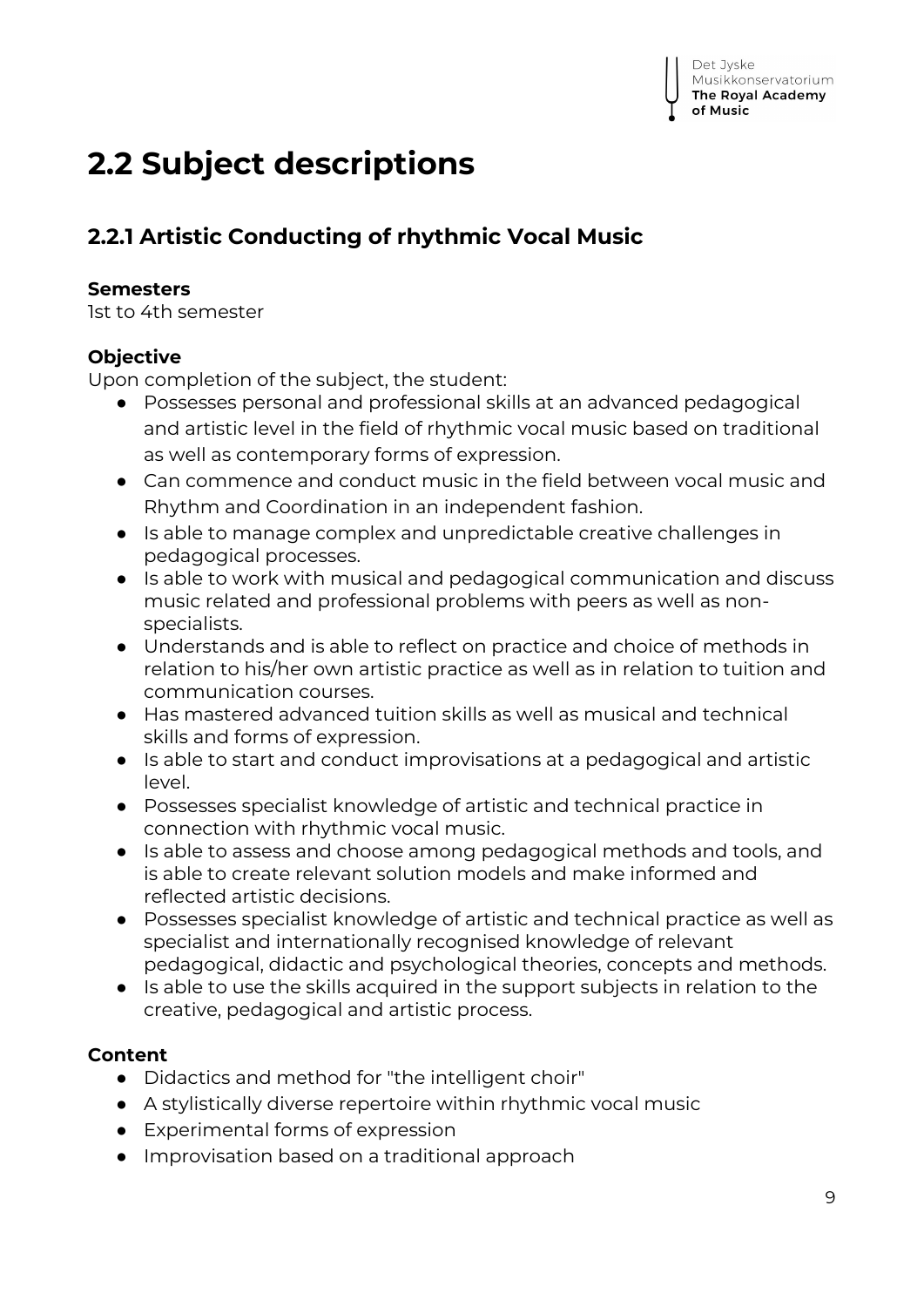# 2.2 Subject descriptions

## 2.2.1 Artistic Conducting of rhythmic Vocal Music

**Semesters**
1st to 4th semester

**Objective**
Upon completion of the subject, the student:

- Possesses personal and professional skills at an advanced pedagogical and artistic level in the field of rhythmic vocal music based on traditional as well as contemporary forms of expression.
- Can commence and conduct music in the field between vocal music and Rhythm and Coordination in an independent fashion.
- Is able to manage complex and unpredictable creative challenges in pedagogical processes.
- Is able to work with musical and pedagogical communication and discuss music related and professional problems with peers as well as non-specialists.
- Understands and is able to reflect on practice and choice of methods in relation to his/her own artistic practice as well as in relation to tuition and communication courses.
- Has mastered advanced tuition skills as well as musical and technical skills and forms of expression.
- Is able to start and conduct improvisations at a pedagogical and artistic level.
- Possesses specialist knowledge of artistic and technical practice in connection with rhythmic vocal music.
- Is able to assess and choose among pedagogical methods and tools, and is able to create relevant solution models and make informed and reflected artistic decisions.
- Possesses specialist knowledge of artistic and technical practice as well as specialist and internationally recognised knowledge of relevant pedagogical, didactic and psychological theories, concepts and methods.
- Is able to use the skills acquired in the support subjects in relation to the creative, pedagogical and artistic process.

**Content**

- Didactics and method for "the intelligent choir"
- A stylistically diverse repertoire within rhythmic vocal music
- Experimental forms of expression
- Improvisation based on a traditional approach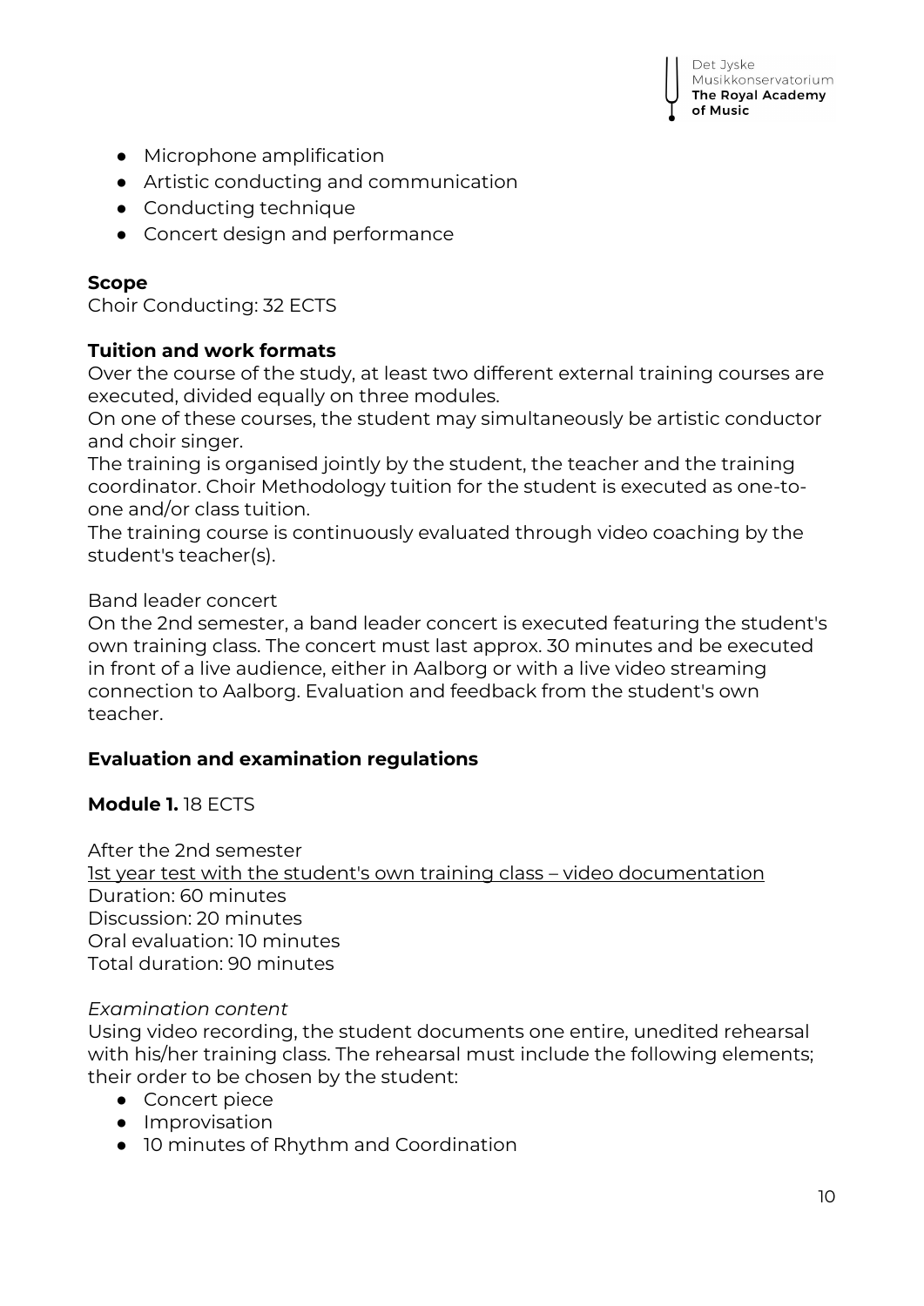- Microphone amplification
- Artistic conducting and communication
- Conducting technique
- Concert design and performance

**Scope**
Choir Conducting: 32 ECTS

**Tuition and work formats**
Over the course of the study, at least two different external training courses are executed, divided equally on three modules.
On one of these courses, the student may simultaneously be artistic conductor and choir singer.
The training is organised jointly by the student, the teacher and the training coordinator. Choir Methodology tuition for the student is executed as one-to-one and/or class tuition.
The training course is continuously evaluated through video coaching by the student's teacher(s).

Band leader concert
On the 2nd semester, a band leader concert is executed featuring the student's own training class. The concert must last approx. 30 minutes and be executed in front of a live audience, either in Aalborg or with a live video streaming connection to Aalborg. Evaluation and feedback from the student's own teacher.

**Evaluation and examination regulations**

**Module 1.** 18 ECTS

After the 2nd semester
1st year test with the student's own training class – video documentation
Duration: 60 minutes
Discussion: 20 minutes
Oral evaluation: 10 minutes
Total duration: 90 minutes

*Examination content*
Using video recording, the student documents one entire, unedited rehearsal with his/her training class. The rehearsal must include the following elements; their order to be chosen by the student:

- Concert piece
- Improvisation
- 10 minutes of Rhythm and Coordination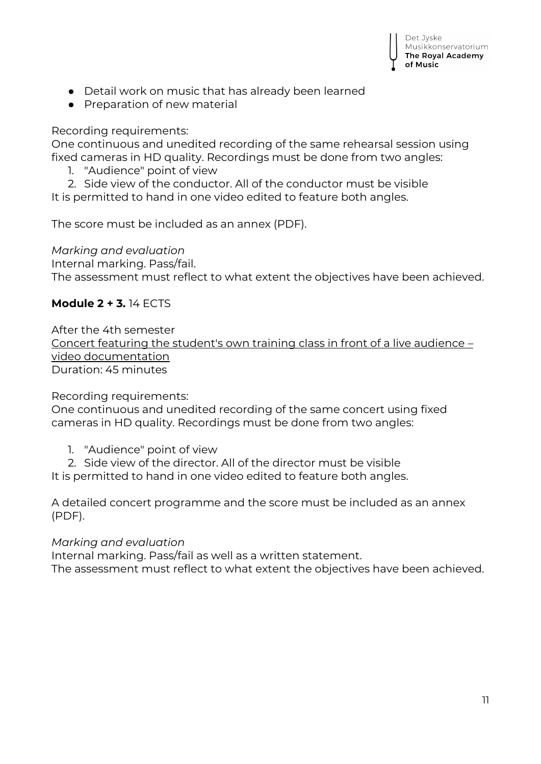- Detail work on music that has already been learned
- Preparation of new material

Recording requirements:
One continuous and unedited recording of the same rehearsal session using fixed cameras in HD quality. Recordings must be done from two angles:

1. "Audience" point of view
2. Side view of the conductor. All of the conductor must be visible

It is permitted to hand in one video edited to feature both angles.

The score must be included as an annex (PDF).

*Marking and evaluation*
Internal marking. Pass/fail.
The assessment must reflect to what extent the objectives have been achieved.

**Module 2 + 3.** 14 ECTS

After the 4th semester
<u>Concert featuring the student's own training class in front of a live audience – video documentation</u>
Duration: 45 minutes

Recording requirements:
One continuous and unedited recording of the same concert using fixed cameras in HD quality. Recordings must be done from two angles:

1. "Audience" point of view
2. Side view of the director. All of the director must be visible

It is permitted to hand in one video edited to feature both angles.

A detailed concert programme and the score must be included as an annex (PDF).

*Marking and evaluation*
Internal marking. Pass/fail as well as a written statement.
The assessment must reflect to what extent the objectives have been achieved.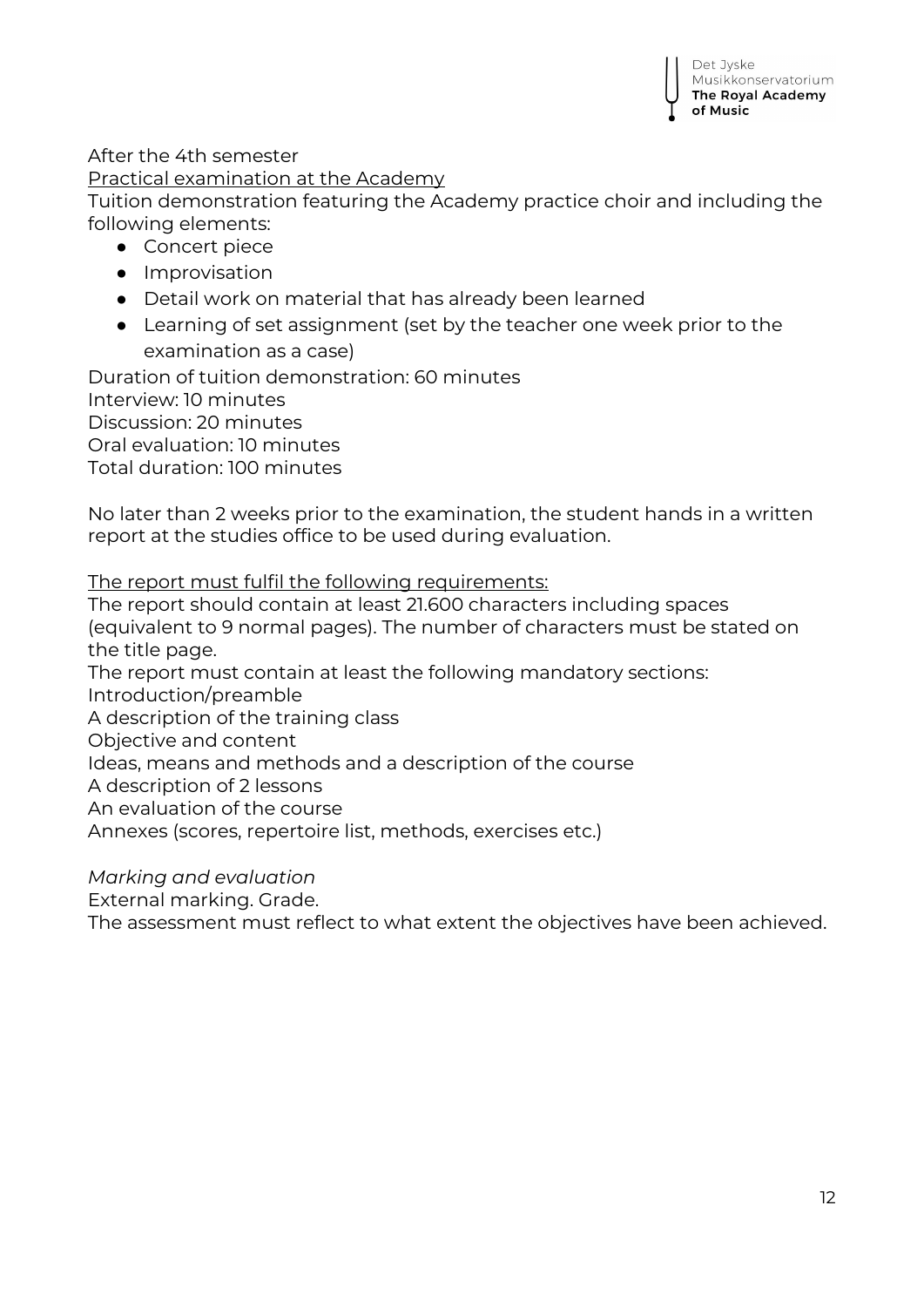After the 4th semester

<u>Practical examination at the Academy</u>

Tuition demonstration featuring the Academy practice choir and including the following elements:

- Concert piece
- Improvisation
- Detail work on material that has already been learned
- Learning of set assignment (set by the teacher one week prior to the examination as a case)

Duration of tuition demonstration: 60 minutes
Interview: 10 minutes
Discussion: 20 minutes
Oral evaluation: 10 minutes
Total duration: 100 minutes

No later than 2 weeks prior to the examination, the student hands in a written report at the studies office to be used during evaluation.

<u>The report must fulfil the following requirements:</u>

The report should contain at least 21.600 characters including spaces (equivalent to 9 normal pages). The number of characters must be stated on the title page.
The report must contain at least the following mandatory sections:
Introduction/preamble
A description of the training class
Objective and content
Ideas, means and methods and a description of the course
A description of 2 lessons
An evaluation of the course
Annexes (scores, repertoire list, methods, exercises etc.)

*Marking and evaluation*

External marking. Grade.
The assessment must reflect to what extent the objectives have been achieved.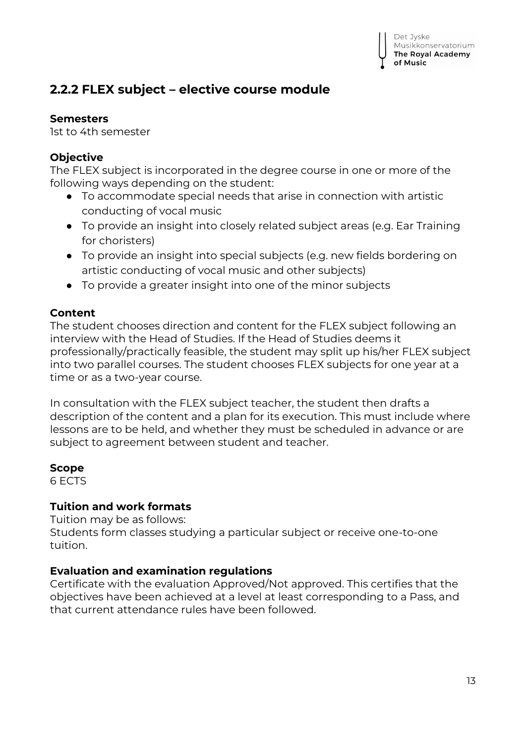## 2.2.2 FLEX subject – elective course module

**Semesters**
1st to 4th semester

**Objective**
The FLEX subject is incorporated in the degree course in one or more of the following ways depending on the student:

- To accommodate special needs that arise in connection with artistic conducting of vocal music
- To provide an insight into closely related subject areas (e.g. Ear Training for choristers)
- To provide an insight into special subjects (e.g. new fields bordering on artistic conducting of vocal music and other subjects)
- To provide a greater insight into one of the minor subjects

**Content**
The student chooses direction and content for the FLEX subject following an interview with the Head of Studies. If the Head of Studies deems it professionally/practically feasible, the student may split up his/her FLEX subject into two parallel courses. The student chooses FLEX subjects for one year at a time or as a two-year course.

In consultation with the FLEX subject teacher, the student then drafts a description of the content and a plan for its execution. This must include where lessons are to be held, and whether they must be scheduled in advance or are subject to agreement between student and teacher.

**Scope**
6 ECTS

**Tuition and work formats**
Tuition may be as follows:
Students form classes studying a particular subject or receive one-to-one tuition.

**Evaluation and examination regulations**
Certificate with the evaluation Approved/Not approved. This certifies that the objectives have been achieved at a level at least corresponding to a Pass, and that current attendance rules have been followed.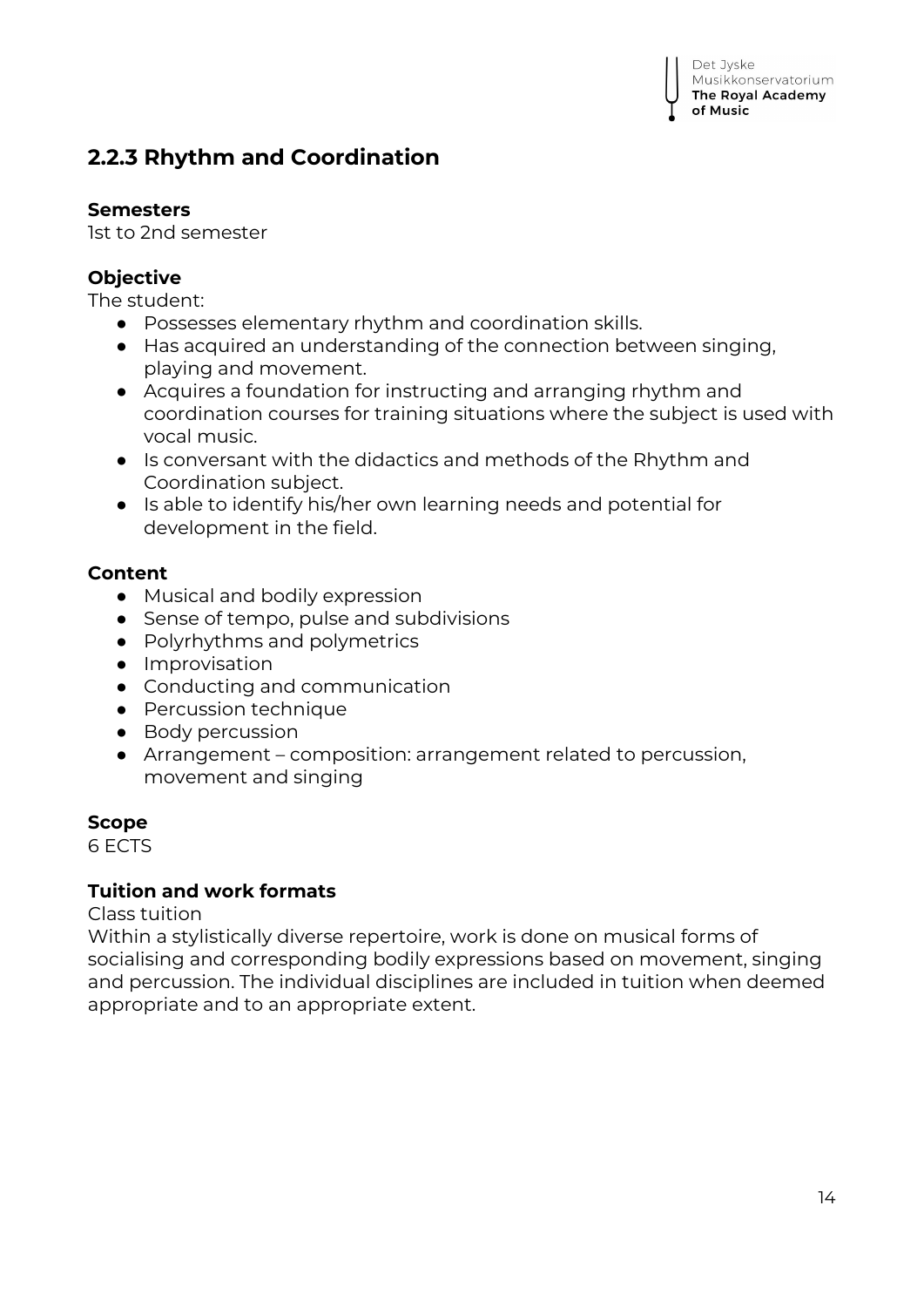## 2.2.3 Rhythm and Coordination

**Semesters**
1st to 2nd semester

**Objective**
The student:

- Possesses elementary rhythm and coordination skills.
- Has acquired an understanding of the connection between singing, playing and movement.
- Acquires a foundation for instructing and arranging rhythm and coordination courses for training situations where the subject is used with vocal music.
- Is conversant with the didactics and methods of the Rhythm and Coordination subject.
- Is able to identify his/her own learning needs and potential for development in the field.

**Content**

- Musical and bodily expression
- Sense of tempo, pulse and subdivisions
- Polyrhythms and polymetrics
- Improvisation
- Conducting and communication
- Percussion technique
- Body percussion
- Arrangement – composition: arrangement related to percussion, movement and singing

**Scope**
6 ECTS

**Tuition and work formats**
Class tuition
Within a stylistically diverse repertoire, work is done on musical forms of socialising and corresponding bodily expressions based on movement, singing and percussion. The individual disciplines are included in tuition when deemed appropriate and to an appropriate extent.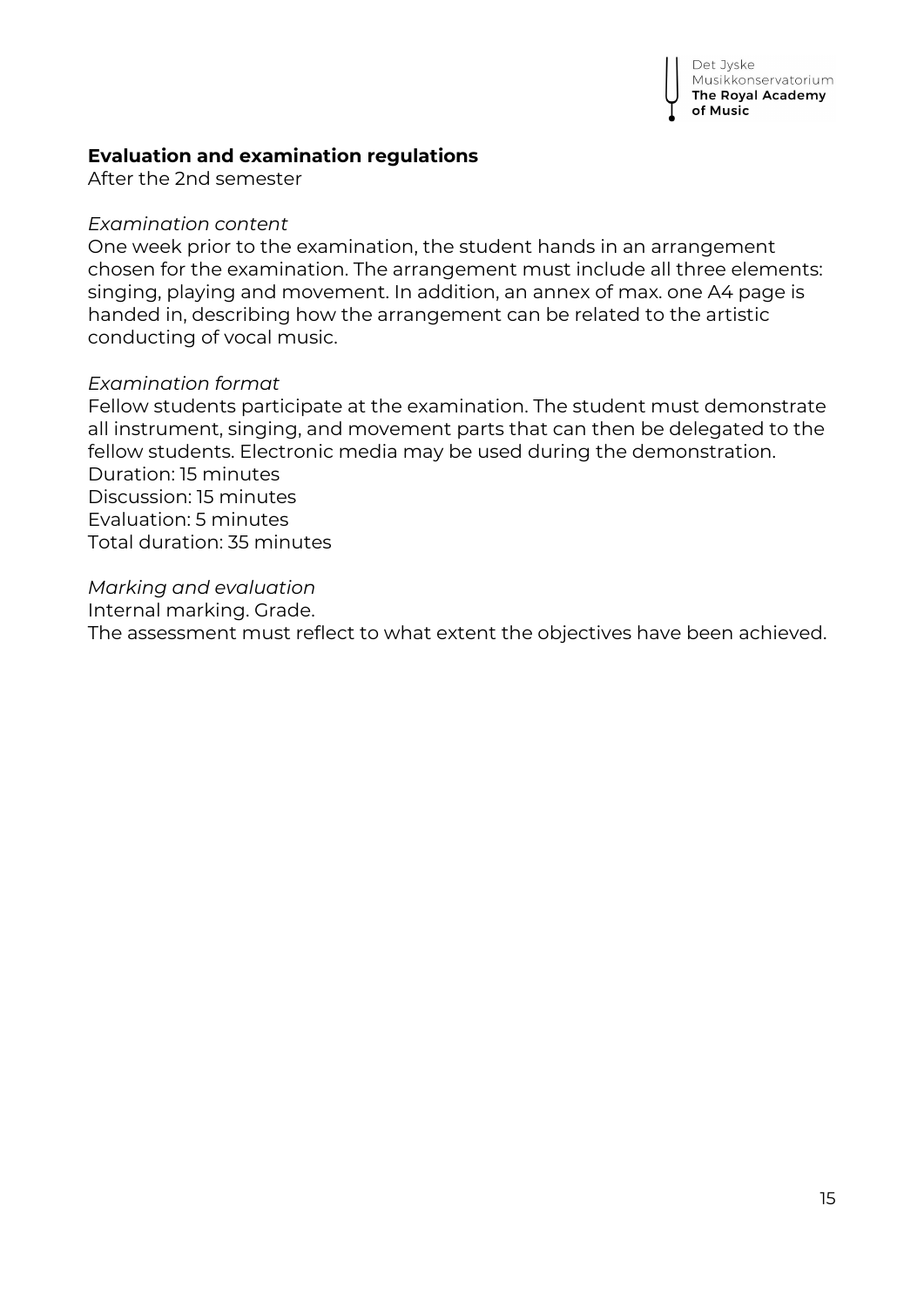### Evaluation and examination regulations

After the 2nd semester

*Examination content*

One week prior to the examination, the student hands in an arrangement chosen for the examination. The arrangement must include all three elements: singing, playing and movement. In addition, an annex of max. one A4 page is handed in, describing how the arrangement can be related to the artistic conducting of vocal music.

*Examination format*

Fellow students participate at the examination. The student must demonstrate all instrument, singing, and movement parts that can then be delegated to the fellow students. Electronic media may be used during the demonstration.
Duration: 15 minutes
Discussion: 15 minutes
Evaluation: 5 minutes
Total duration: 35 minutes

*Marking and evaluation*

Internal marking. Grade.
The assessment must reflect to what extent the objectives have been achieved.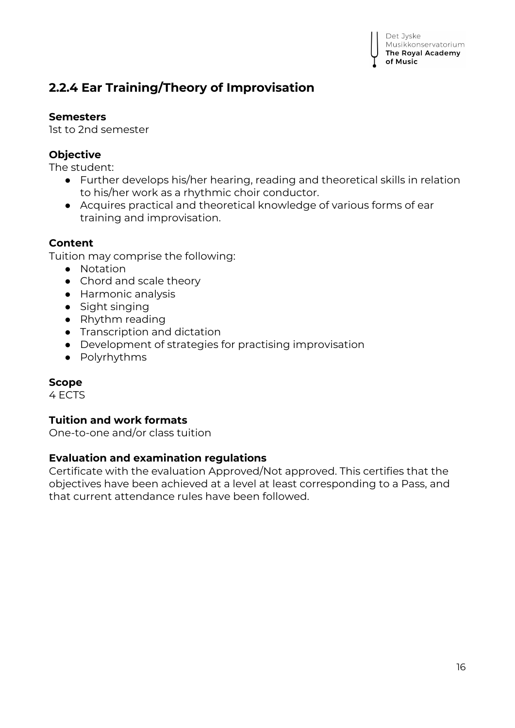## 2.2.4 Ear Training/Theory of Improvisation

**Semesters**
1st to 2nd semester

**Objective**
The student:

- Further develops his/her hearing, reading and theoretical skills in relation to his/her work as a rhythmic choir conductor.
- Acquires practical and theoretical knowledge of various forms of ear training and improvisation.

**Content**
Tuition may comprise the following:

- Notation
- Chord and scale theory
- Harmonic analysis
- Sight singing
- Rhythm reading
- Transcription and dictation
- Development of strategies for practising improvisation
- Polyrhythms

**Scope**
4 ECTS

**Tuition and work formats**
One-to-one and/or class tuition

**Evaluation and examination regulations**
Certificate with the evaluation Approved/Not approved. This certifies that the objectives have been achieved at a level at least corresponding to a Pass, and that current attendance rules have been followed.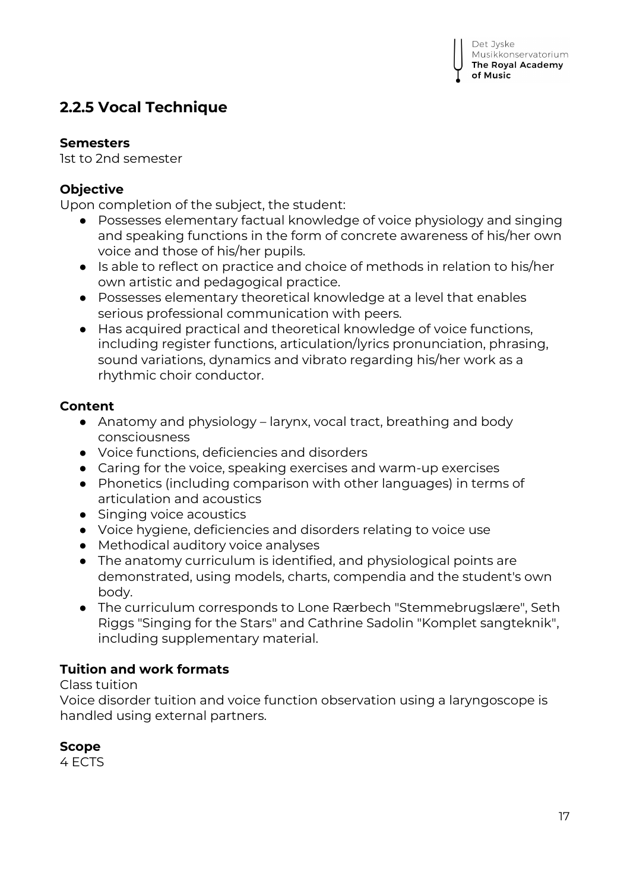## 2.2.5 Vocal Technique

**Semesters**
1st to 2nd semester

**Objective**
Upon completion of the subject, the student:

- Possesses elementary factual knowledge of voice physiology and singing and speaking functions in the form of concrete awareness of his/her own voice and those of his/her pupils.
- Is able to reflect on practice and choice of methods in relation to his/her own artistic and pedagogical practice.
- Possesses elementary theoretical knowledge at a level that enables serious professional communication with peers.
- Has acquired practical and theoretical knowledge of voice functions, including register functions, articulation/lyrics pronunciation, phrasing, sound variations, dynamics and vibrato regarding his/her work as a rhythmic choir conductor.

**Content**

- Anatomy and physiology – larynx, vocal tract, breathing and body consciousness
- Voice functions, deficiencies and disorders
- Caring for the voice, speaking exercises and warm-up exercises
- Phonetics (including comparison with other languages) in terms of articulation and acoustics
- Singing voice acoustics
- Voice hygiene, deficiencies and disorders relating to voice use
- Methodical auditory voice analyses
- The anatomy curriculum is identified, and physiological points are demonstrated, using models, charts, compendia and the student's own body.
- The curriculum corresponds to Lone Rærbech "Stemmebrugslære", Seth Riggs "Singing for the Stars" and Cathrine Sadolin "Komplet sangteknik", including supplementary material.

**Tuition and work formats**
Class tuition
Voice disorder tuition and voice function observation using a laryngoscope is handled using external partners.

**Scope**
4 ECTS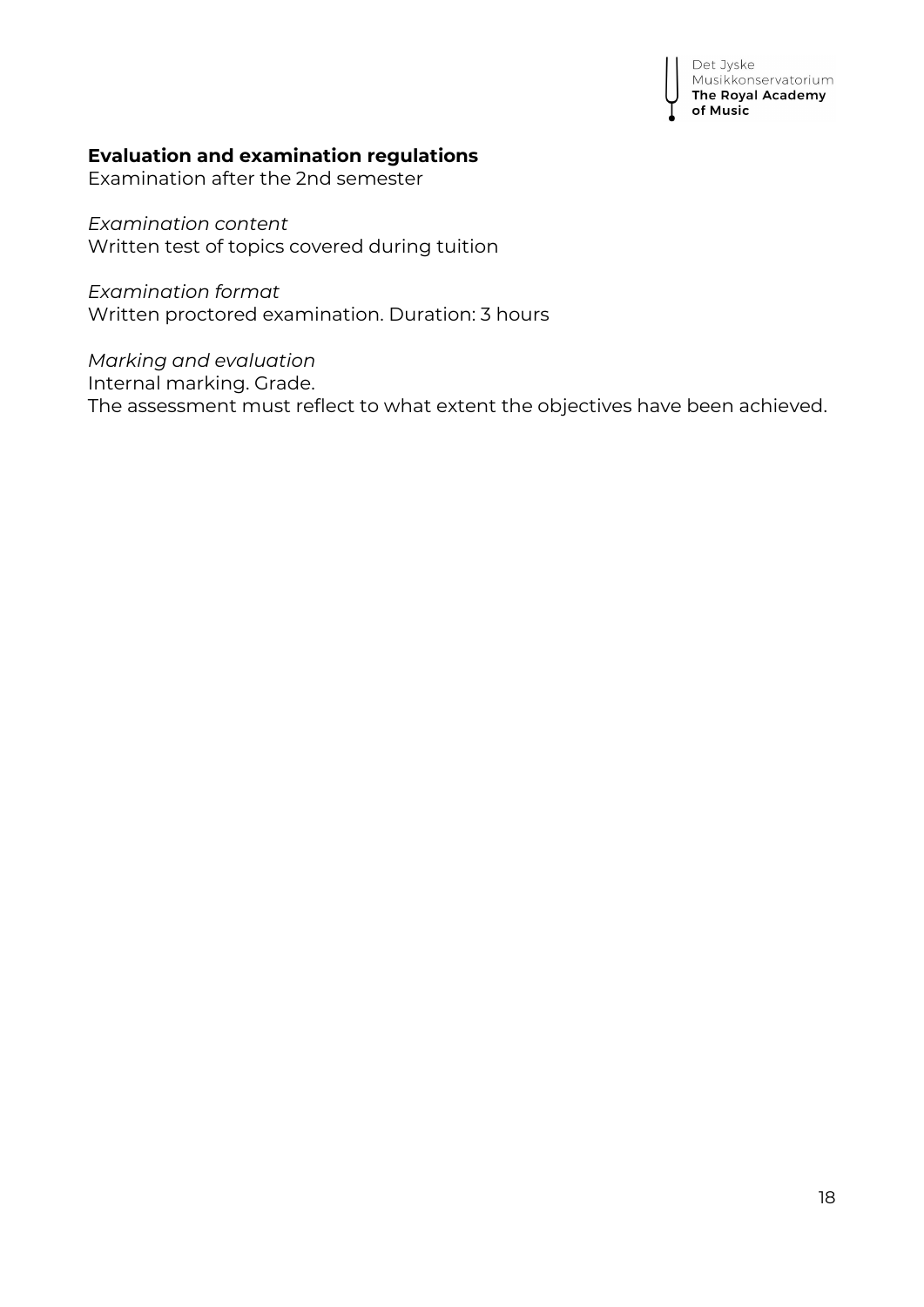**Evaluation and examination regulations**
Examination after the 2nd semester

*Examination content*
Written test of topics covered during tuition

*Examination format*
Written proctored examination. Duration: 3 hours

*Marking and evaluation*
Internal marking. Grade.
The assessment must reflect to what extent the objectives have been achieved.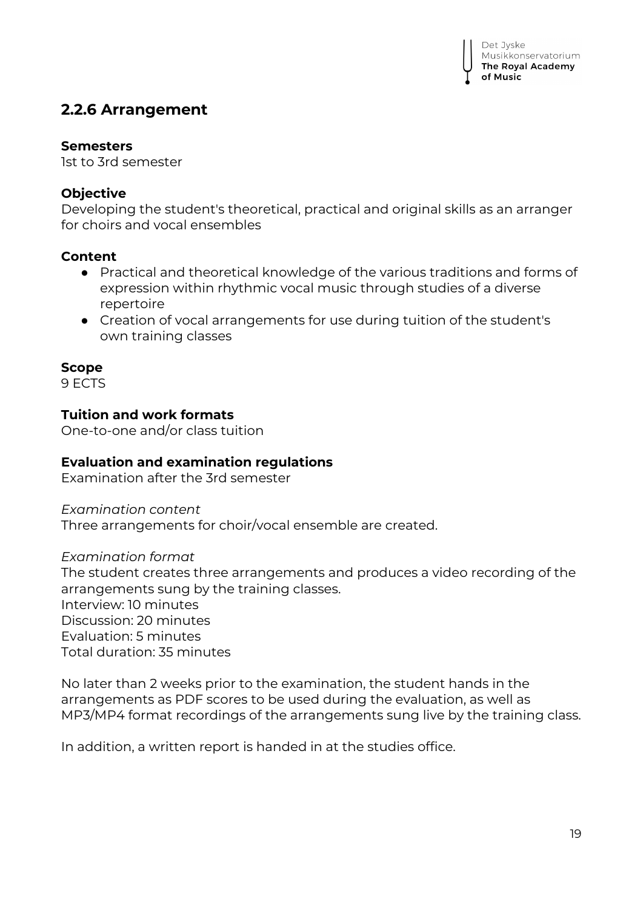## 2.2.6 Arrangement

**Semesters**
1st to 3rd semester

**Objective**
Developing the student's theoretical, practical and original skills as an arranger for choirs and vocal ensembles

**Content**

- Practical and theoretical knowledge of the various traditions and forms of expression within rhythmic vocal music through studies of a diverse repertoire
- Creation of vocal arrangements for use during tuition of the student's own training classes

**Scope**
9 ECTS

**Tuition and work formats**
One-to-one and/or class tuition

**Evaluation and examination regulations**
Examination after the 3rd semester

*Examination content*
Three arrangements for choir/vocal ensemble are created.

*Examination format*
The student creates three arrangements and produces a video recording of the arrangements sung by the training classes.
Interview: 10 minutes
Discussion: 20 minutes
Evaluation: 5 minutes
Total duration: 35 minutes

No later than 2 weeks prior to the examination, the student hands in the arrangements as PDF scores to be used during the evaluation, as well as MP3/MP4 format recordings of the arrangements sung live by the training class.

In addition, a written report is handed in at the studies office.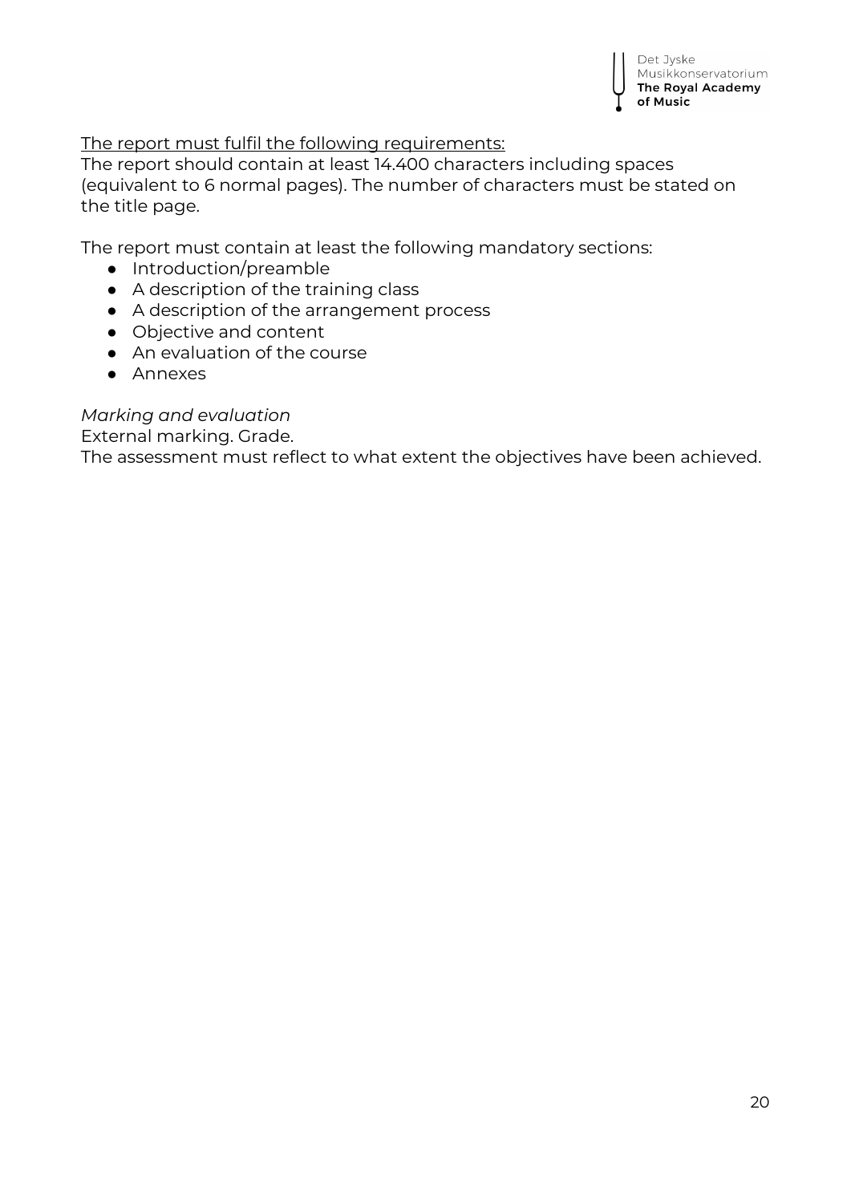<u>The report must fulfil the following requirements:</u>

The report should contain at least 14.400 characters including spaces (equivalent to 6 normal pages). The number of characters must be stated on the title page.

The report must contain at least the following mandatory sections:

- Introduction/preamble
- A description of the training class
- A description of the arrangement process
- Objective and content
- An evaluation of the course
- Annexes

*Marking and evaluation*

External marking. Grade.

The assessment must reflect to what extent the objectives have been achieved.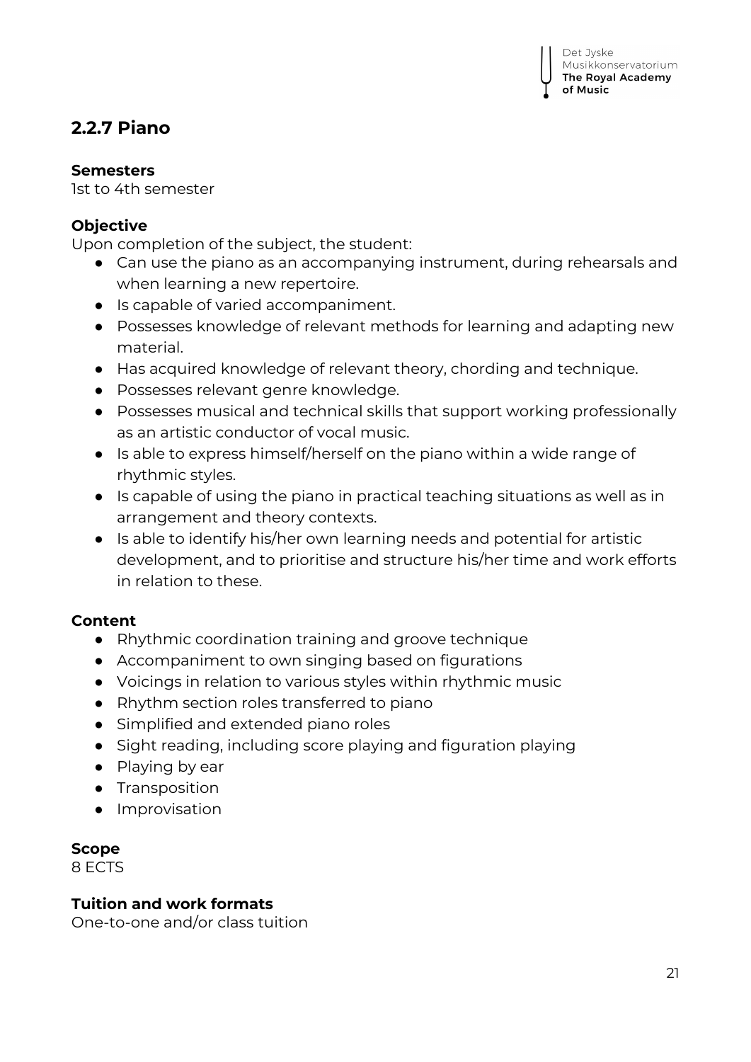## 2.2.7 Piano

**Semesters**
1st to 4th semester

**Objective**
Upon completion of the subject, the student:

- Can use the piano as an accompanying instrument, during rehearsals and when learning a new repertoire.
- Is capable of varied accompaniment.
- Possesses knowledge of relevant methods for learning and adapting new material.
- Has acquired knowledge of relevant theory, chording and technique.
- Possesses relevant genre knowledge.
- Possesses musical and technical skills that support working professionally as an artistic conductor of vocal music.
- Is able to express himself/herself on the piano within a wide range of rhythmic styles.
- Is capable of using the piano in practical teaching situations as well as in arrangement and theory contexts.
- Is able to identify his/her own learning needs and potential for artistic development, and to prioritise and structure his/her time and work efforts in relation to these.

**Content**

- Rhythmic coordination training and groove technique
- Accompaniment to own singing based on figurations
- Voicings in relation to various styles within rhythmic music
- Rhythm section roles transferred to piano
- Simplified and extended piano roles
- Sight reading, including score playing and figuration playing
- Playing by ear
- Transposition
- Improvisation

**Scope**
8 ECTS

**Tuition and work formats**
One-to-one and/or class tuition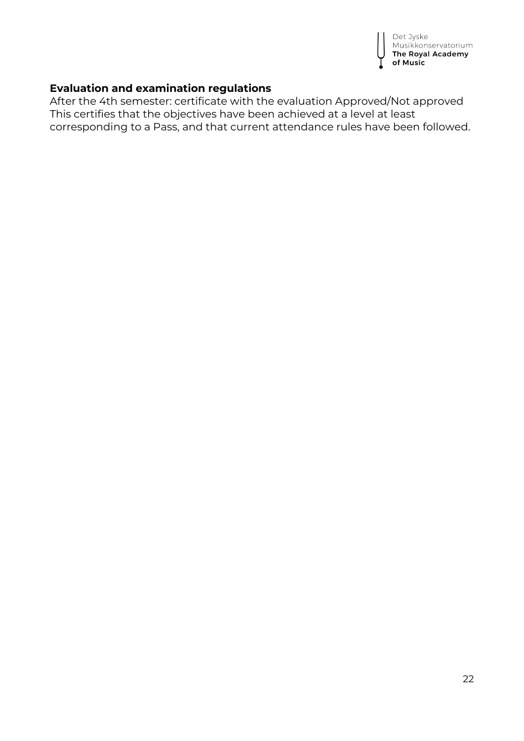### Evaluation and examination regulations

After the 4th semester: certificate with the evaluation Approved/Not approved
This certifies that the objectives have been achieved at a level at least corresponding to a Pass, and that current attendance rules have been followed.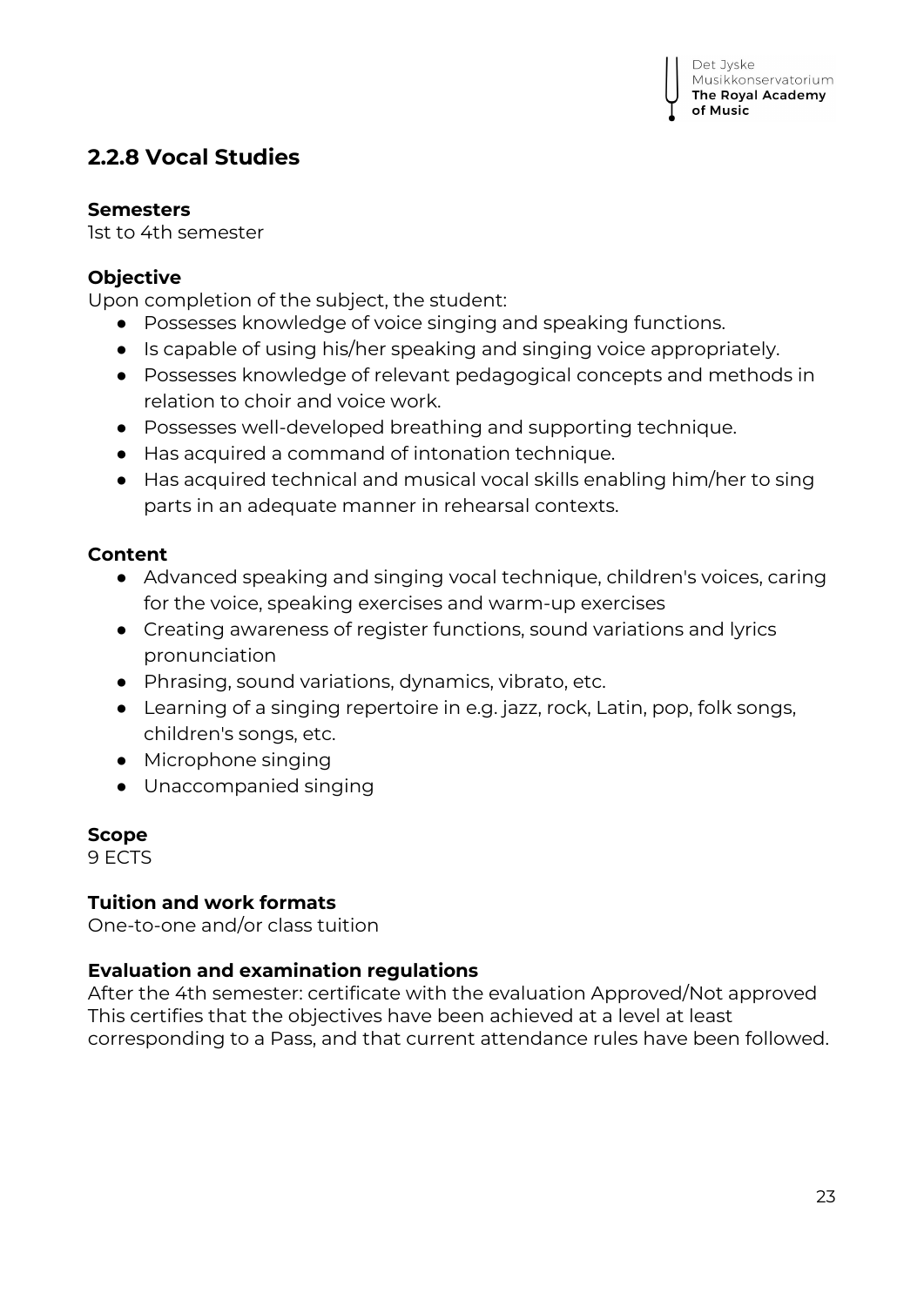## 2.2.8 Vocal Studies

**Semesters**
1st to 4th semester

**Objective**
Upon completion of the subject, the student:

- Possesses knowledge of voice singing and speaking functions.
- Is capable of using his/her speaking and singing voice appropriately.
- Possesses knowledge of relevant pedagogical concepts and methods in relation to choir and voice work.
- Possesses well-developed breathing and supporting technique.
- Has acquired a command of intonation technique.
- Has acquired technical and musical vocal skills enabling him/her to sing parts in an adequate manner in rehearsal contexts.

**Content**

- Advanced speaking and singing vocal technique, children's voices, caring for the voice, speaking exercises and warm-up exercises
- Creating awareness of register functions, sound variations and lyrics pronunciation
- Phrasing, sound variations, dynamics, vibrato, etc.
- Learning of a singing repertoire in e.g. jazz, rock, Latin, pop, folk songs, children's songs, etc.
- Microphone singing
- Unaccompanied singing

**Scope**
9 ECTS

**Tuition and work formats**
One-to-one and/or class tuition

**Evaluation and examination regulations**
After the 4th semester: certificate with the evaluation Approved/Not approved
This certifies that the objectives have been achieved at a level at least corresponding to a Pass, and that current attendance rules have been followed.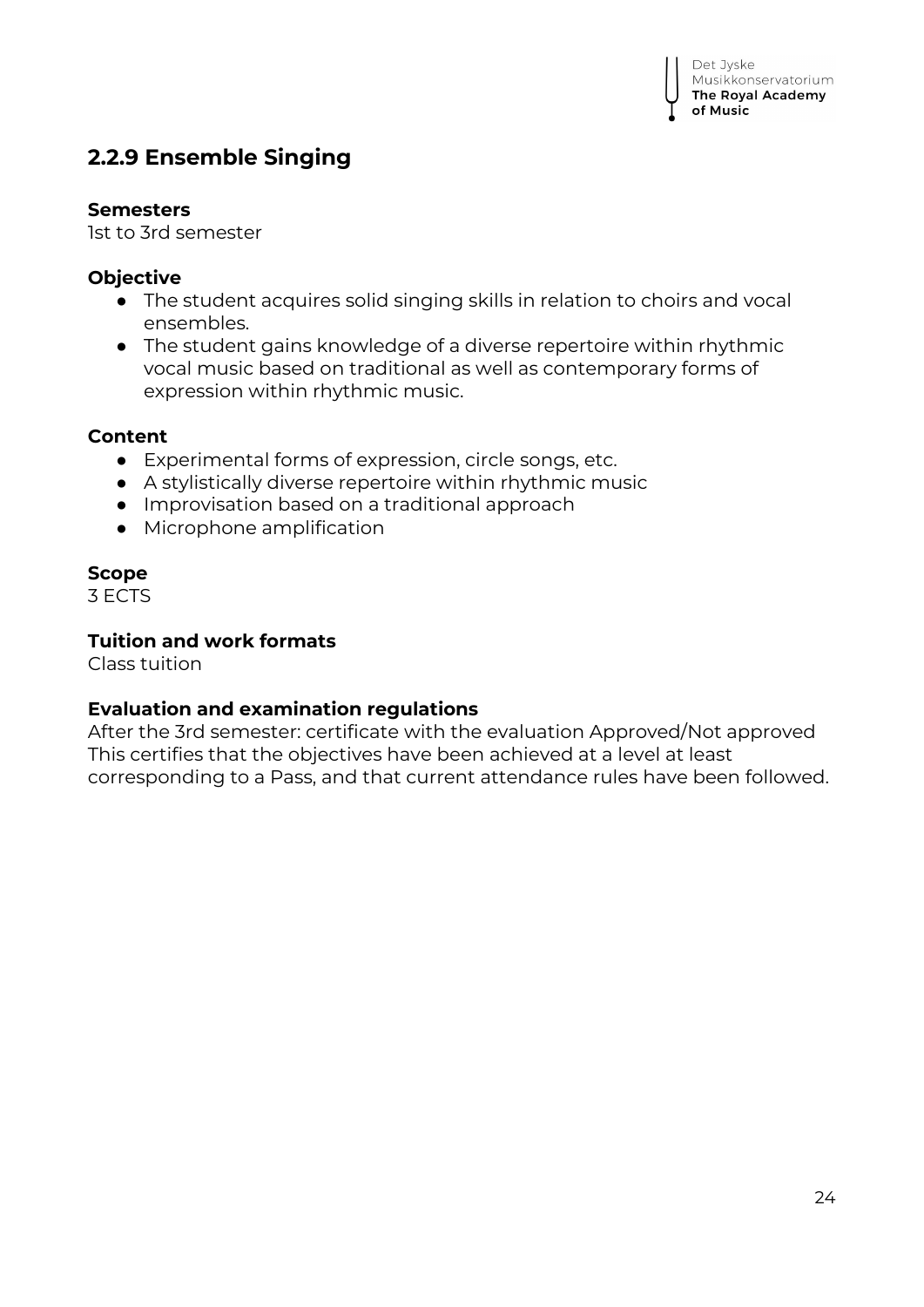## 2.2.9 Ensemble Singing

**Semesters**
1st to 3rd semester

**Objective**

- The student acquires solid singing skills in relation to choirs and vocal ensembles.
- The student gains knowledge of a diverse repertoire within rhythmic vocal music based on traditional as well as contemporary forms of expression within rhythmic music.

**Content**

- Experimental forms of expression, circle songs, etc.
- A stylistically diverse repertoire within rhythmic music
- Improvisation based on a traditional approach
- Microphone amplification

**Scope**
3 ECTS

**Tuition and work formats**
Class tuition

**Evaluation and examination regulations**
After the 3rd semester: certificate with the evaluation Approved/Not approved
This certifies that the objectives have been achieved at a level at least corresponding to a Pass, and that current attendance rules have been followed.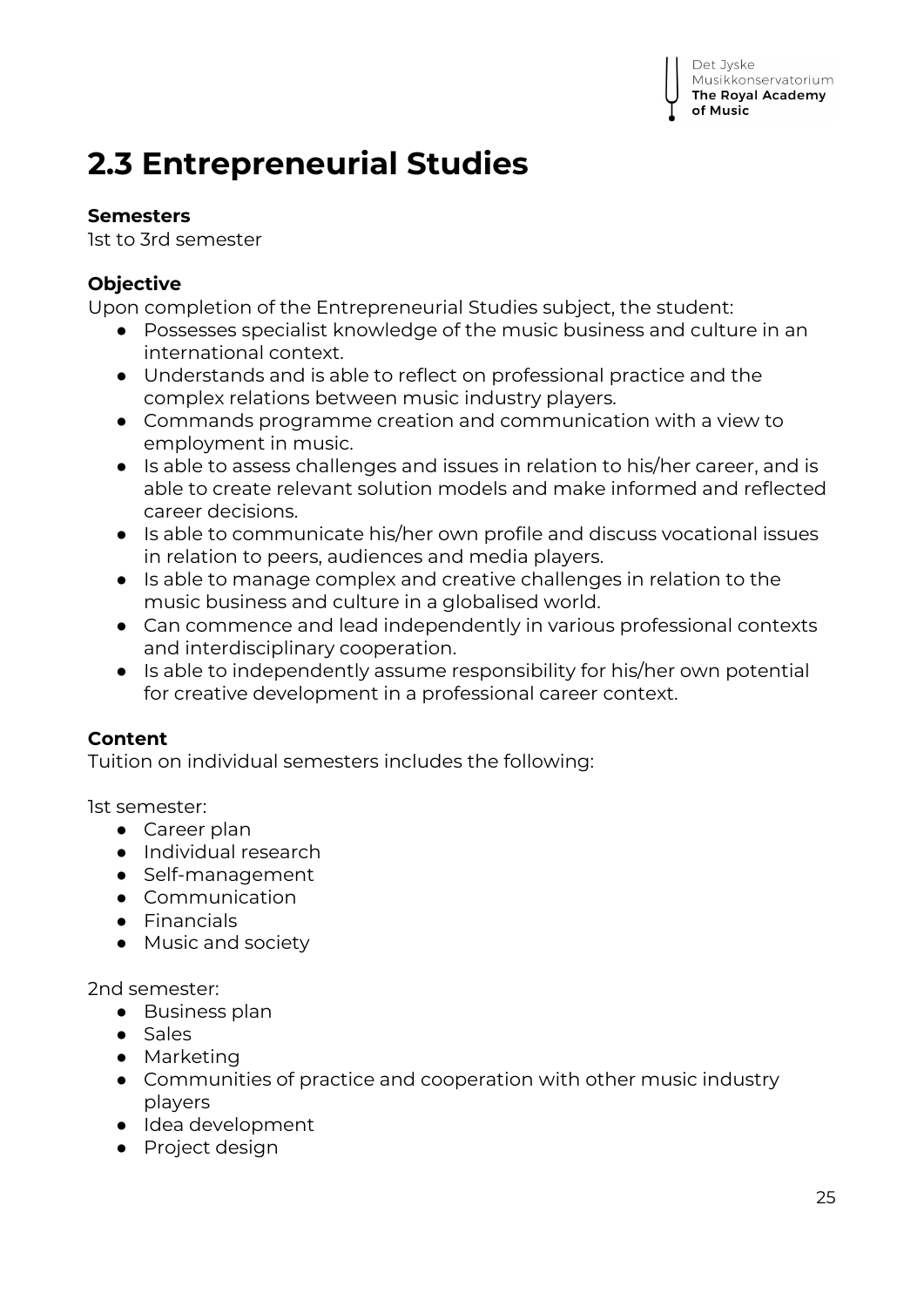# 2.3 Entrepreneurial Studies

**Semesters**
1st to 3rd semester

**Objective**
Upon completion of the Entrepreneurial Studies subject, the student:

- Possesses specialist knowledge of the music business and culture in an international context.
- Understands and is able to reflect on professional practice and the complex relations between music industry players.
- Commands programme creation and communication with a view to employment in music.
- Is able to assess challenges and issues in relation to his/her career, and is able to create relevant solution models and make informed and reflected career decisions.
- Is able to communicate his/her own profile and discuss vocational issues in relation to peers, audiences and media players.
- Is able to manage complex and creative challenges in relation to the music business and culture in a globalised world.
- Can commence and lead independently in various professional contexts and interdisciplinary cooperation.
- Is able to independently assume responsibility for his/her own potential for creative development in a professional career context.

**Content**
Tuition on individual semesters includes the following:

1st semester:

- Career plan
- Individual research
- Self-management
- Communication
- Financials
- Music and society

2nd semester:

- Business plan
- Sales
- Marketing
- Communities of practice and cooperation with other music industry players
- Idea development
- Project design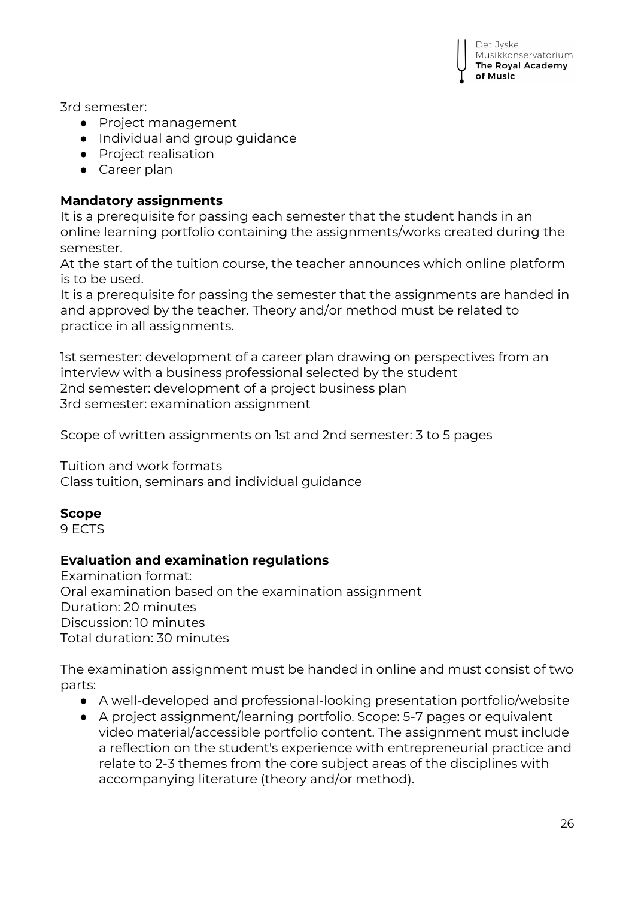3rd semester:

- Project management
- Individual and group guidance
- Project realisation
- Career plan

**Mandatory assignments**

It is a prerequisite for passing each semester that the student hands in an online learning portfolio containing the assignments/works created during the semester.
At the start of the tuition course, the teacher announces which online platform is to be used.
It is a prerequisite for passing the semester that the assignments are handed in and approved by the teacher. Theory and/or method must be related to practice in all assignments.

1st semester: development of a career plan drawing on perspectives from an interview with a business professional selected by the student
2nd semester: development of a project business plan
3rd semester: examination assignment

Scope of written assignments on 1st and 2nd semester: 3 to 5 pages

Tuition and work formats
Class tuition, seminars and individual guidance

**Scope**

9 ECTS

**Evaluation and examination regulations**

Examination format:
Oral examination based on the examination assignment
Duration: 20 minutes
Discussion: 10 minutes
Total duration: 30 minutes

The examination assignment must be handed in online and must consist of two parts:

- A well-developed and professional-looking presentation portfolio/website
- A project assignment/learning portfolio. Scope: 5-7 pages or equivalent video material/accessible portfolio content. The assignment must include a reflection on the student's experience with entrepreneurial practice and relate to 2-3 themes from the core subject areas of the disciplines with accompanying literature (theory and/or method).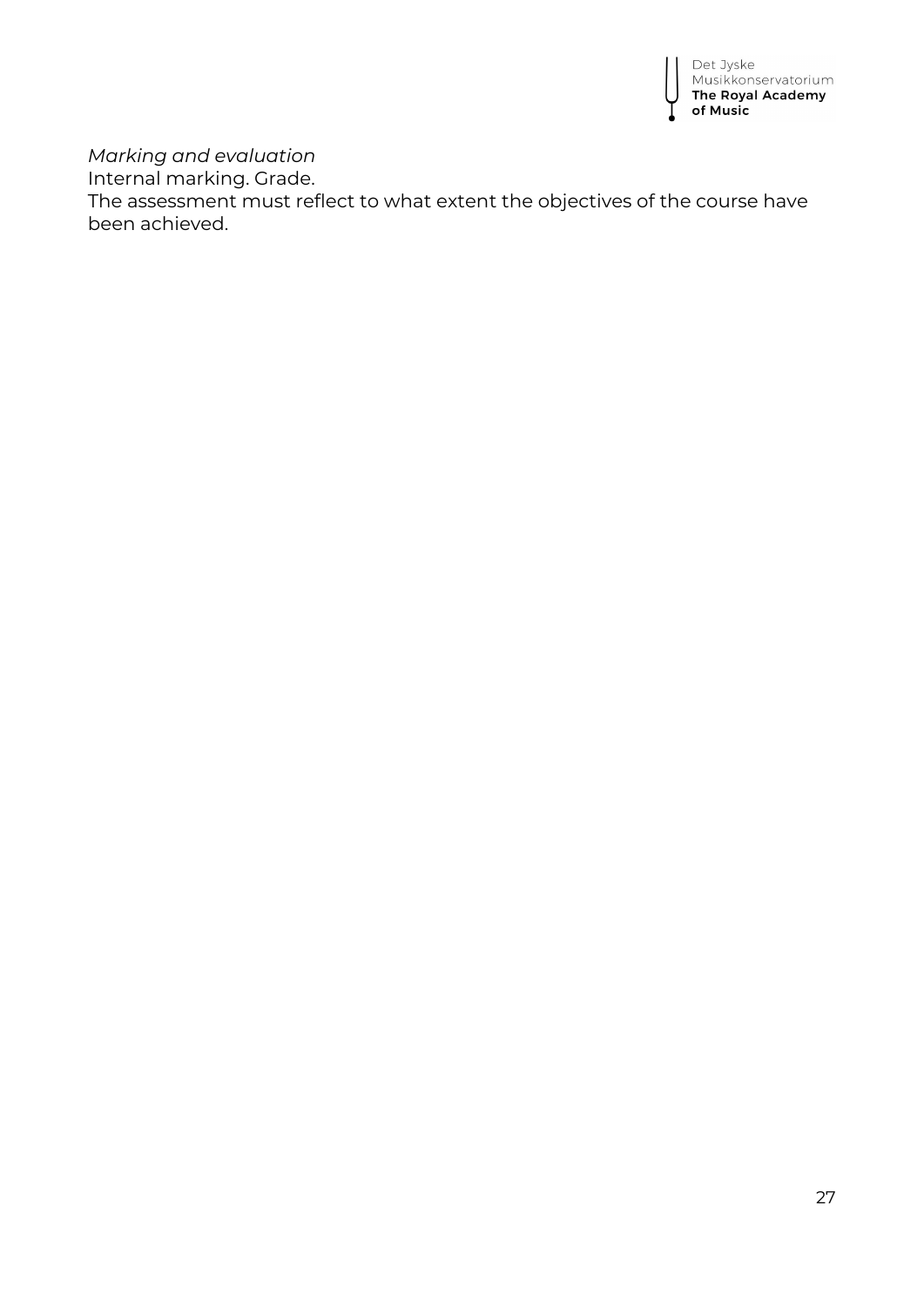*Marking and evaluation*
Internal marking. Grade.
The assessment must reflect to what extent the objectives of the course have been achieved.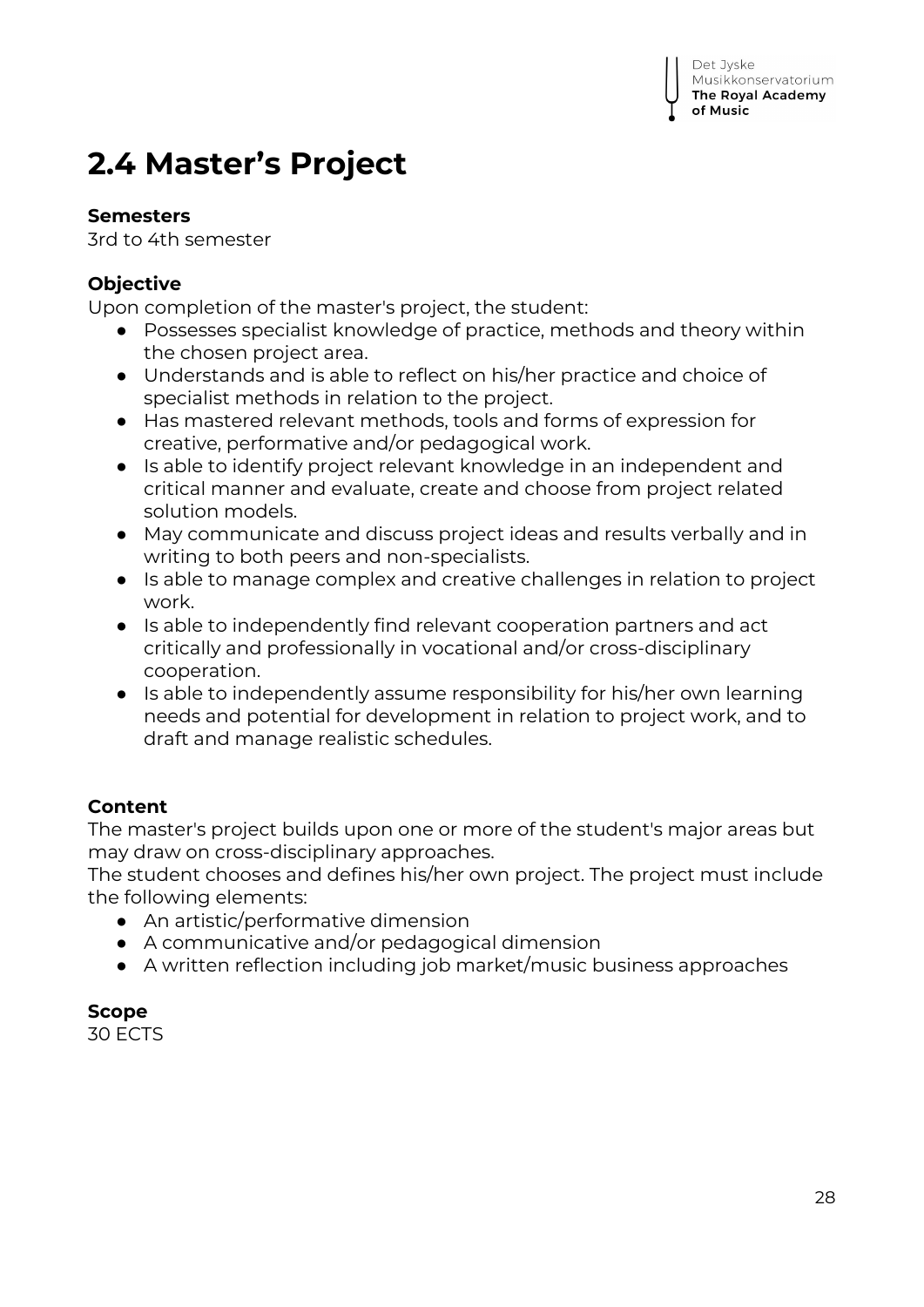# 2.4 Master's Project

**Semesters**
3rd to 4th semester

**Objective**
Upon completion of the master's project, the student:

- Possesses specialist knowledge of practice, methods and theory within the chosen project area.
- Understands and is able to reflect on his/her practice and choice of specialist methods in relation to the project.
- Has mastered relevant methods, tools and forms of expression for creative, performative and/or pedagogical work.
- Is able to identify project relevant knowledge in an independent and critical manner and evaluate, create and choose from project related solution models.
- May communicate and discuss project ideas and results verbally and in writing to both peers and non-specialists.
- Is able to manage complex and creative challenges in relation to project work.
- Is able to independently find relevant cooperation partners and act critically and professionally in vocational and/or cross-disciplinary cooperation.
- Is able to independently assume responsibility for his/her own learning needs and potential for development in relation to project work, and to draft and manage realistic schedules.

**Content**
The master's project builds upon one or more of the student's major areas but may draw on cross-disciplinary approaches.
The student chooses and defines his/her own project. The project must include the following elements:

- An artistic/performative dimension
- A communicative and/or pedagogical dimension
- A written reflection including job market/music business approaches

**Scope**
30 ECTS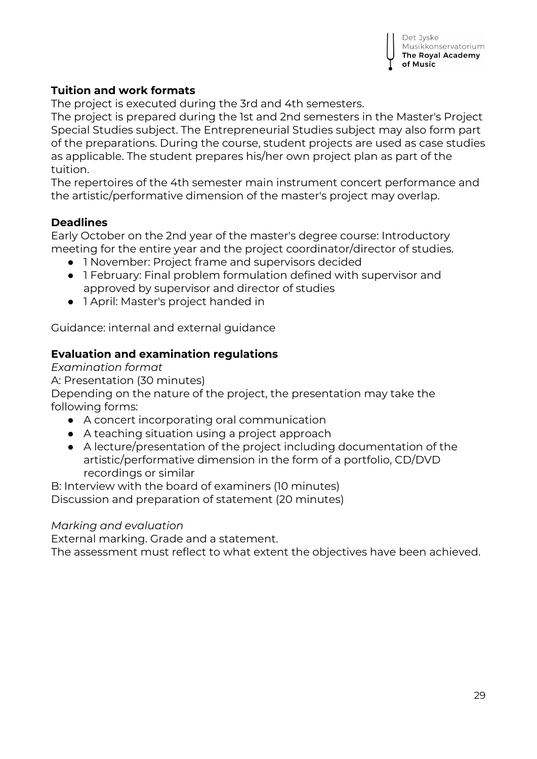### Tuition and work formats

The project is executed during the 3rd and 4th semesters.
The project is prepared during the 1st and 2nd semesters in the Master's Project Special Studies subject. The Entrepreneurial Studies subject may also form part of the preparations. During the course, student projects are used as case studies as applicable. The student prepares his/her own project plan as part of the tuition.
The repertoires of the 4th semester main instrument concert performance and the artistic/performative dimension of the master's project may overlap.

### Deadlines

Early October on the 2nd year of the master's degree course: Introductory meeting for the entire year and the project coordinator/director of studies.

- 1 November: Project frame and supervisors decided
- 1 February: Final problem formulation defined with supervisor and approved by supervisor and director of studies
- 1 April: Master's project handed in

Guidance: internal and external guidance

### Evaluation and examination regulations

*Examination format*

A: Presentation (30 minutes)
Depending on the nature of the project, the presentation may take the following forms:

- A concert incorporating oral communication
- A teaching situation using a project approach
- A lecture/presentation of the project including documentation of the artistic/performative dimension in the form of a portfolio, CD/DVD recordings or similar

B: Interview with the board of examiners (10 minutes)
Discussion and preparation of statement (20 minutes)

*Marking and evaluation*

External marking. Grade and a statement.
The assessment must reflect to what extent the objectives have been achieved.